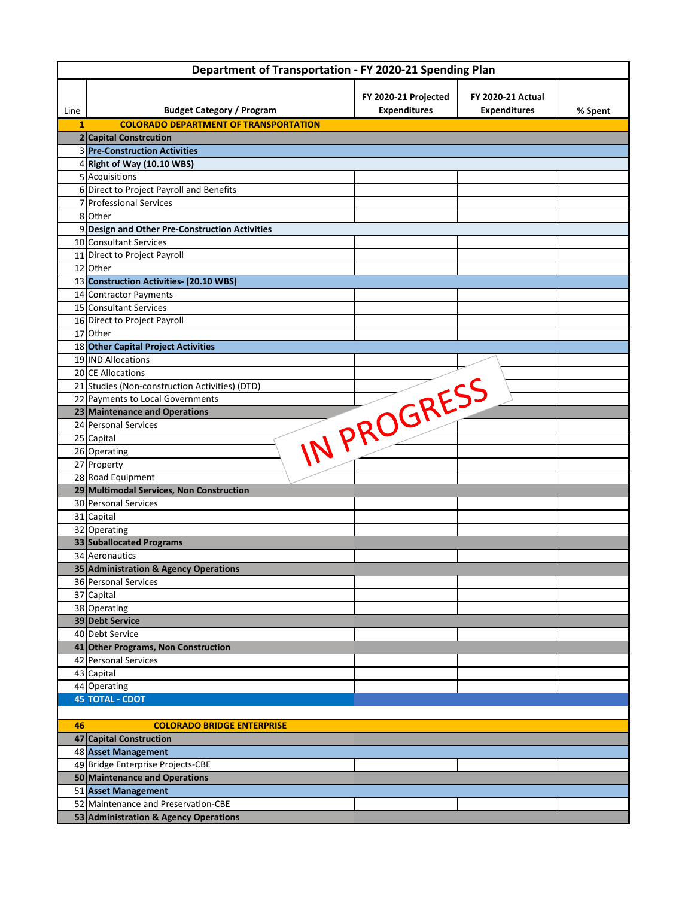| Department of Transportation - FY 2020-21 Spending Plan | | | | |
|---|---|---|---|---|
| Line | Budget Category / Program | FY 2020-21 Projected Expenditures | FY 2020-21 Actual Expenditures | % Spent |
| **1** | **COLORADO DEPARTMENT OF TRANSPORTATION** | | | |
| **2** | **Capital Constrcution** | | | |
| 3 | **Pre-Construction Activities** | | | |
| 4 | **Right of Way (10.10 WBS)** | | | |
| 5 | Acquisitions | | | |
| 6 | Direct to Project Payroll and Benefits | | | |
| 7 | Professional Services | | | |
| 8 | Other | | | |
| 9 | **Design and Other Pre-Construction Activities** | | | |
| 10 | Consultant Services | | | |
| 11 | Direct to Project Payroll | | | |
| 12 | Other | | | |
| 13 | **Construction Activities- (20.10 WBS)** | | | |
| 14 | Contractor Payments | | | |
| 15 | Consultant Services | | | |
| 16 | Direct to Project Payroll | | | |
| 17 | Other | | | |
| 18 | **Other Capital Project Activities** | | | |
| 19 | IND Allocations | | | |
| 20 | CE Allocations | | | |
| 21 | Studies (Non-construction Activities) (DTD) | | | |
| 22 | Payments to Local Governments | | | |
| **23** | **Maintenance and Operations** | | | |
| 24 | Personal Services | | | |
| 25 | Capital | | | |
| 26 | Operating | | | |
| 27 | Property | | | |
| 28 | Road Equipment | | | |
| **29** | **Multimodal Services, Non Construction** | | | |
| 30 | Personal Services | | | |
| 31 | Capital | | | |
| 32 | Operating | | | |
| **33** | **Suballocated Programs** | | | |
| 34 | Aeronautics | | | |
| **35** | **Administration & Agency Operations** | | | |
| 36 | Personal Services | | | |
| 37 | Capital | | | |
| 38 | Operating | | | |
| **39** | **Debt Service** | | | |
| 40 | Debt Service | | | |
| **41** | **Other Programs, Non Construction** | | | |
| 42 | Personal Services | | | |
| 43 | Capital | | | |
| 44 | Operating | | | |
| **45** | **TOTAL - CDOT** | | | |
| | | | | |
| **46** | **COLORADO BRIDGE ENTERPRISE** | | | |
| **47** | **Capital Construction** | | | |
| **48** | **Asset Management** | | | |
| 49 | Bridge Enterprise Projects-CBE | | | |
| **50** | **Maintenance and Operations** | | | |
| 51 | **Asset Management** | | | |
| 52 | Maintenance and Preservation-CBE | | | |
| **53** | **Administration & Agency Operations** | | | |

IN PROGRESS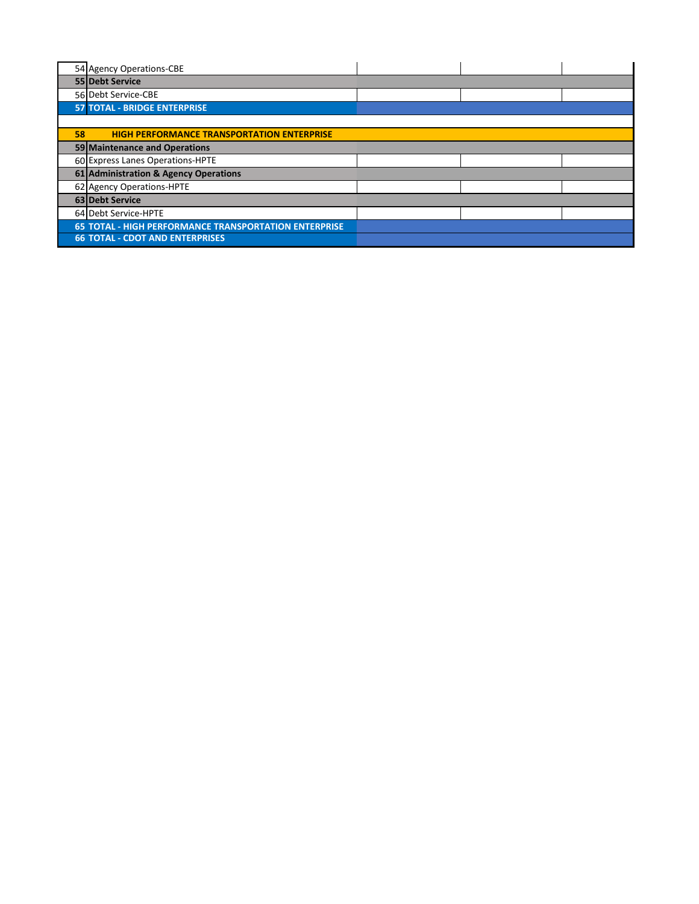| | | | | |
|---|---|---|---|---|
| 54 | Agency Operations-CBE | | | |
| 55 | **Debt Service** | | | |
| 56 | Debt Service-CBE | | | |
| **57** | **TOTAL - BRIDGE ENTERPRISE** | | | |
| | | | | |
| **58** | **HIGH PERFORMANCE TRANSPORTATION ENTERPRISE** | | | |
| 59 | **Maintenance and Operations** | | | |
| 60 | Express Lanes Operations-HPTE | | | |
| 61 | **Administration & Agency Operations** | | | |
| 62 | Agency Operations-HPTE | | | |
| 63 | **Debt Service** | | | |
| 64 | Debt Service-HPTE | | | |
| **65** | **TOTAL - HIGH PERFORMANCE TRANSPORTATION ENTERPRISE** | | | |
| **66** | **TOTAL - CDOT AND ENTERPRISES** | | | |